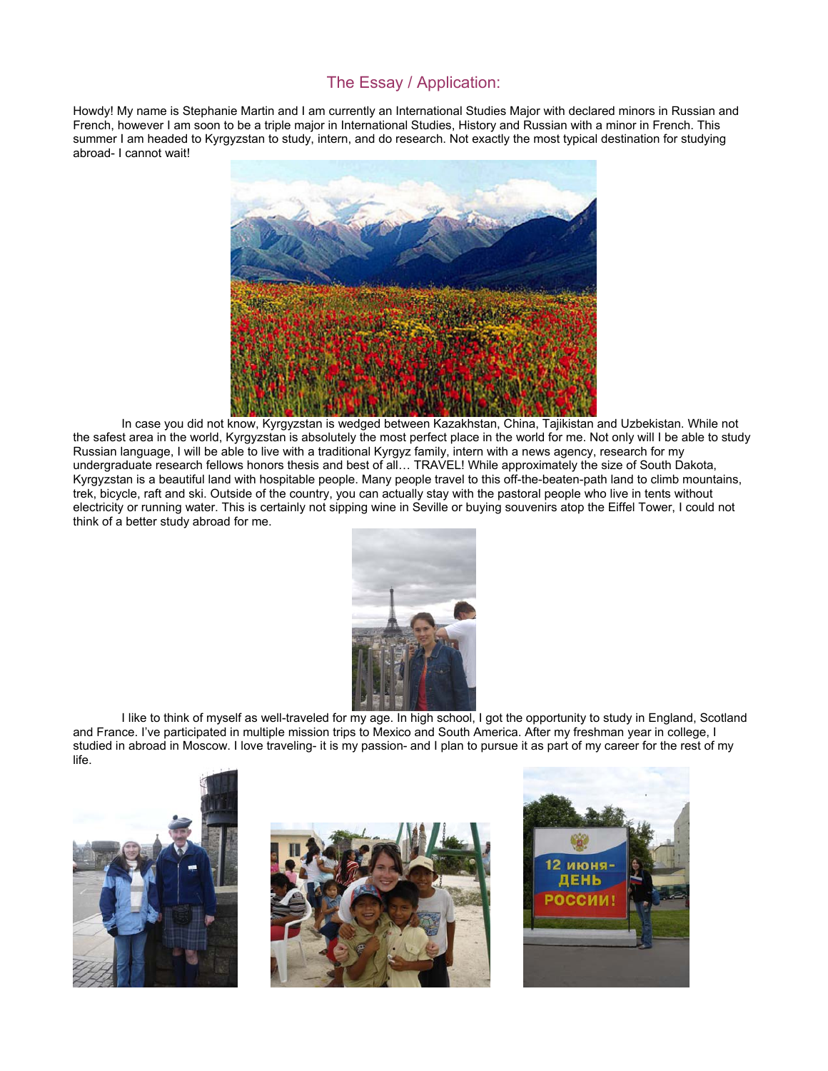## The Essay / Application:

Howdy! My name is Stephanie Martin and I am currently an International Studies Major with declared minors in Russian and French, however I am soon to be a triple major in International Studies, History and Russian with a minor in French. This summer I am headed to Kyrgyzstan to study, intern, and do research. Not exactly the most typical destination for studying abroad- I cannot wait!

In case you did not know, Kyrgyzstan is wedged between Kazakhstan, China, Tajikistan and Uzbekistan. While not the safest area in the world, Kyrgyzstan is absolutely the most perfect place in the world for me. Not only will I be able to study Russian language, I will be able to live with a traditional Kyrgyz family, intern with a news agency, research for my undergraduate research fellows honors thesis and best of all… TRAVEL! While approximately the size of South Dakota, Kyrgyzstan is a beautiful land with hospitable people. Many people travel to this off-the-beaten-path land to climb mountains, trek, bicycle, raft and ski. Outside of the country, you can actually stay with the pastoral people who live in tents without electricity or running water. This is certainly not sipping wine in Seville or buying souvenirs atop the Eiffel Tower, I could not think of a better study abroad for me.

I like to think of myself as well-traveled for my age. In high school, I got the opportunity to study in England, Scotland and France. I've participated in multiple mission trips to Mexico and South America. After my freshman year in college, I studied in abroad in Moscow. I love traveling- it is my passion- and I plan to pursue it as part of my career for the rest of my life.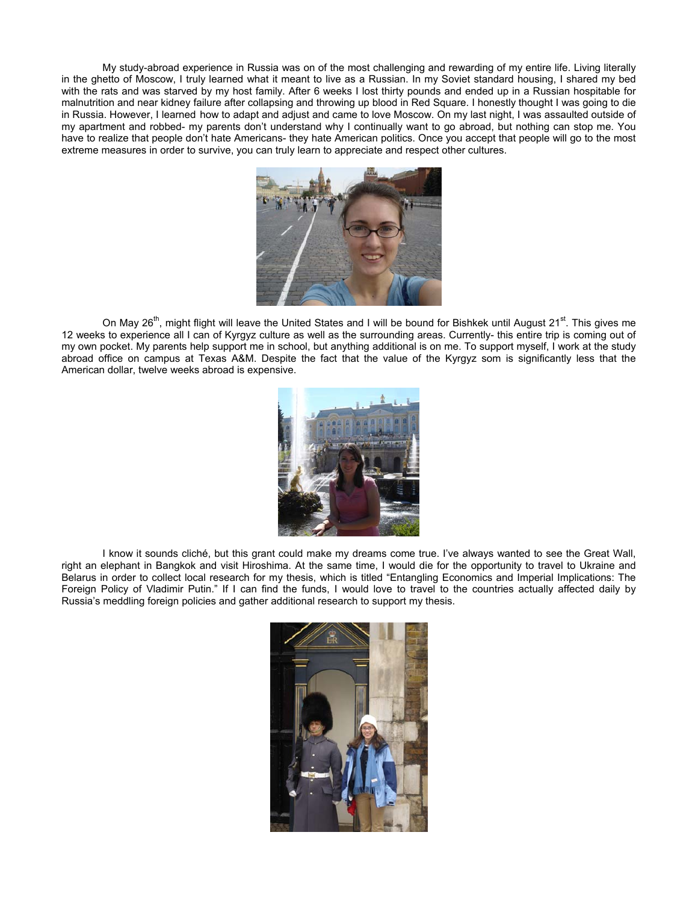My study-abroad experience in Russia was on of the most challenging and rewarding of my entire life. Living literally in the ghetto of Moscow, I truly learned what it meant to live as a Russian. In my Soviet standard housing, I shared my bed with the rats and was starved by my host family. After 6 weeks I lost thirty pounds and ended up in a Russian hospitable for malnutrition and near kidney failure after collapsing and throwing up blood in Red Square. I honestly thought I was going to die in Russia. However, I learned how to adapt and adjust and came to love Moscow. On my last night, I was assaulted outside of my apartment and robbed- my parents don't understand why I continually want to go abroad, but nothing can stop me. You have to realize that people don't hate Americans- they hate American politics. Once you accept that people will go to the most extreme measures in order to survive, you can truly learn to appreciate and respect other cultures.

On May 26th, might flight will leave the United States and I will be bound for Bishkek until August 21st. This gives me 12 weeks to experience all I can of Kyrgyz culture as well as the surrounding areas. Currently- this entire trip is coming out of my own pocket. My parents help support me in school, but anything additional is on me. To support myself, I work at the study abroad office on campus at Texas A&M. Despite the fact that the value of the Kyrgyz som is significantly less that the American dollar, twelve weeks abroad is expensive.

I know it sounds cliché, but this grant could make my dreams come true. I've always wanted to see the Great Wall, right an elephant in Bangkok and visit Hiroshima. At the same time, I would die for the opportunity to travel to Ukraine and Belarus in order to collect local research for my thesis, which is titled "Entangling Economics and Imperial Implications: The Foreign Policy of Vladimir Putin." If I can find the funds, I would love to travel to the countries actually affected daily by Russia's meddling foreign policies and gather additional research to support my thesis.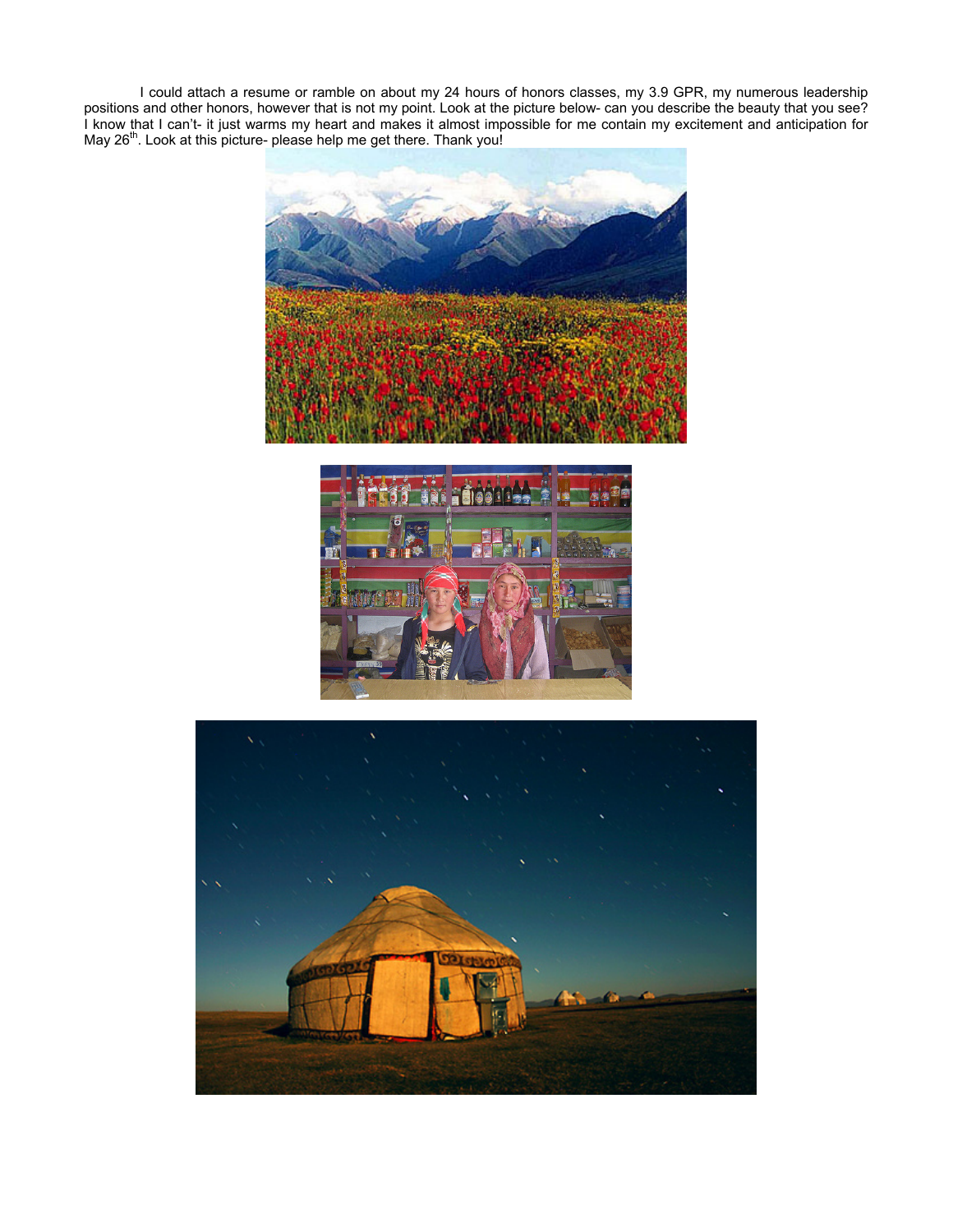I could attach a resume or ramble on about my 24 hours of honors classes, my 3.9 GPR, my numerous leadership positions and other honors, however that is not my point. Look at the picture below- can you describe the beauty that you see? I know that I can't- it just warms my heart and makes it almost impossible for me contain my excitement and anticipation for May 26th. Look at this picture- please help me get there. Thank you!